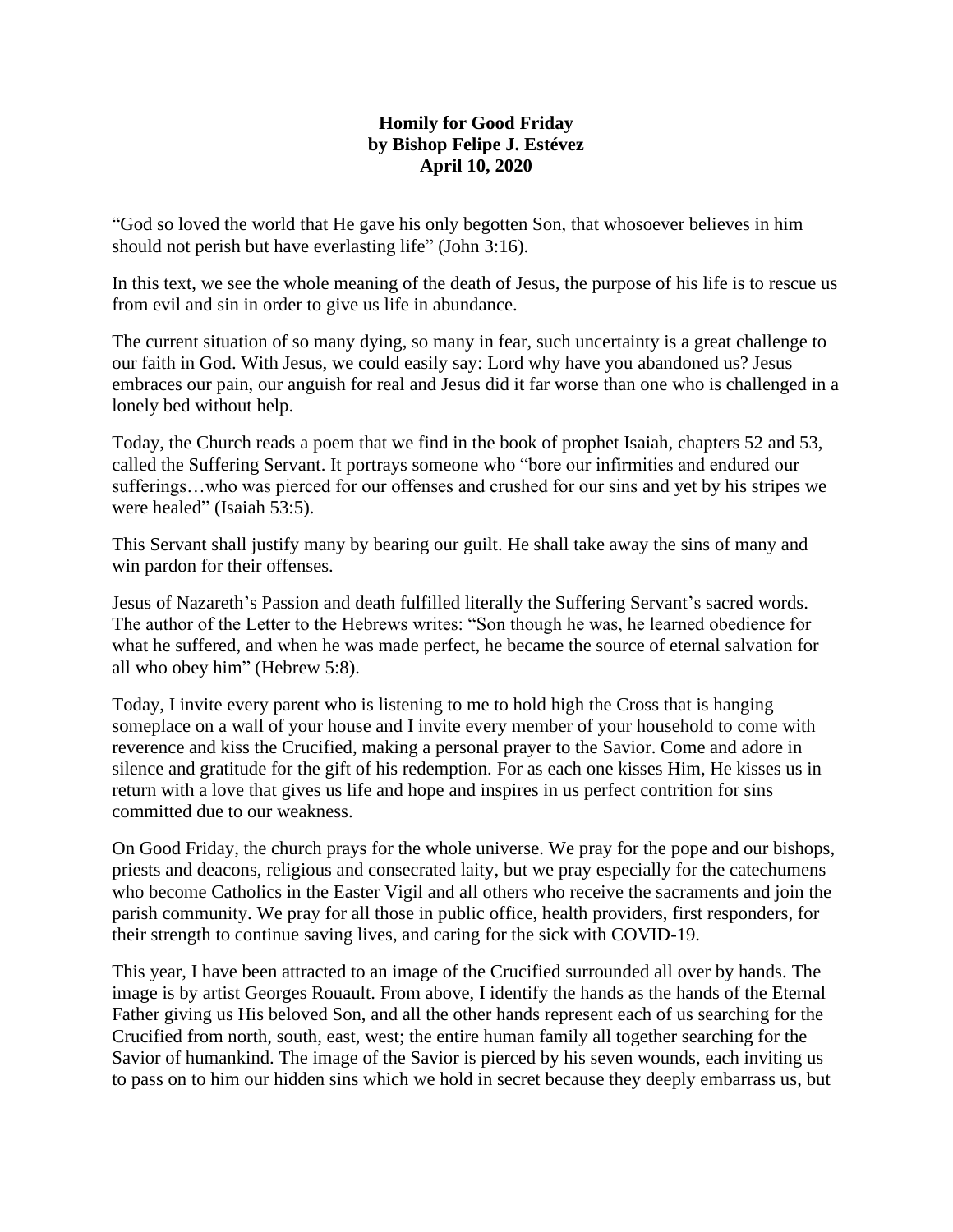**Homily for Good Friday**
**by Bishop Felipe J. Estévez**
**April 10, 2020**

"God so loved the world that He gave his only begotten Son, that whosoever believes in him should not perish but have everlasting life" (John 3:16).

In this text, we see the whole meaning of the death of Jesus, the purpose of his life is to rescue us from evil and sin in order to give us life in abundance.

The current situation of so many dying, so many in fear, such uncertainty is a great challenge to our faith in God. With Jesus, we could easily say: Lord why have you abandoned us? Jesus embraces our pain, our anguish for real and Jesus did it far worse than one who is challenged in a lonely bed without help.

Today, the Church reads a poem that we find in the book of prophet Isaiah, chapters 52 and 53, called the Suffering Servant. It portrays someone who "bore our infirmities and endured our sufferings…who was pierced for our offenses and crushed for our sins and yet by his stripes we were healed" (Isaiah 53:5).

This Servant shall justify many by bearing our guilt. He shall take away the sins of many and win pardon for their offenses.

Jesus of Nazareth's Passion and death fulfilled literally the Suffering Servant's sacred words. The author of the Letter to the Hebrews writes: "Son though he was, he learned obedience for what he suffered, and when he was made perfect, he became the source of eternal salvation for all who obey him" (Hebrew 5:8).

Today, I invite every parent who is listening to me to hold high the Cross that is hanging someplace on a wall of your house and I invite every member of your household to come with reverence and kiss the Crucified, making a personal prayer to the Savior. Come and adore in silence and gratitude for the gift of his redemption. For as each one kisses Him, He kisses us in return with a love that gives us life and hope and inspires in us perfect contrition for sins committed due to our weakness.

On Good Friday, the church prays for the whole universe. We pray for the pope and our bishops, priests and deacons, religious and consecrated laity, but we pray especially for the catechumens who become Catholics in the Easter Vigil and all others who receive the sacraments and join the parish community. We pray for all those in public office, health providers, first responders, for their strength to continue saving lives, and caring for the sick with COVID-19.

This year, I have been attracted to an image of the Crucified surrounded all over by hands. The image is by artist Georges Rouault. From above, I identify the hands as the hands of the Eternal Father giving us His beloved Son, and all the other hands represent each of us searching for the Crucified from north, south, east, west; the entire human family all together searching for the Savior of humankind. The image of the Savior is pierced by his seven wounds, each inviting us to pass on to him our hidden sins which we hold in secret because they deeply embarrass us, but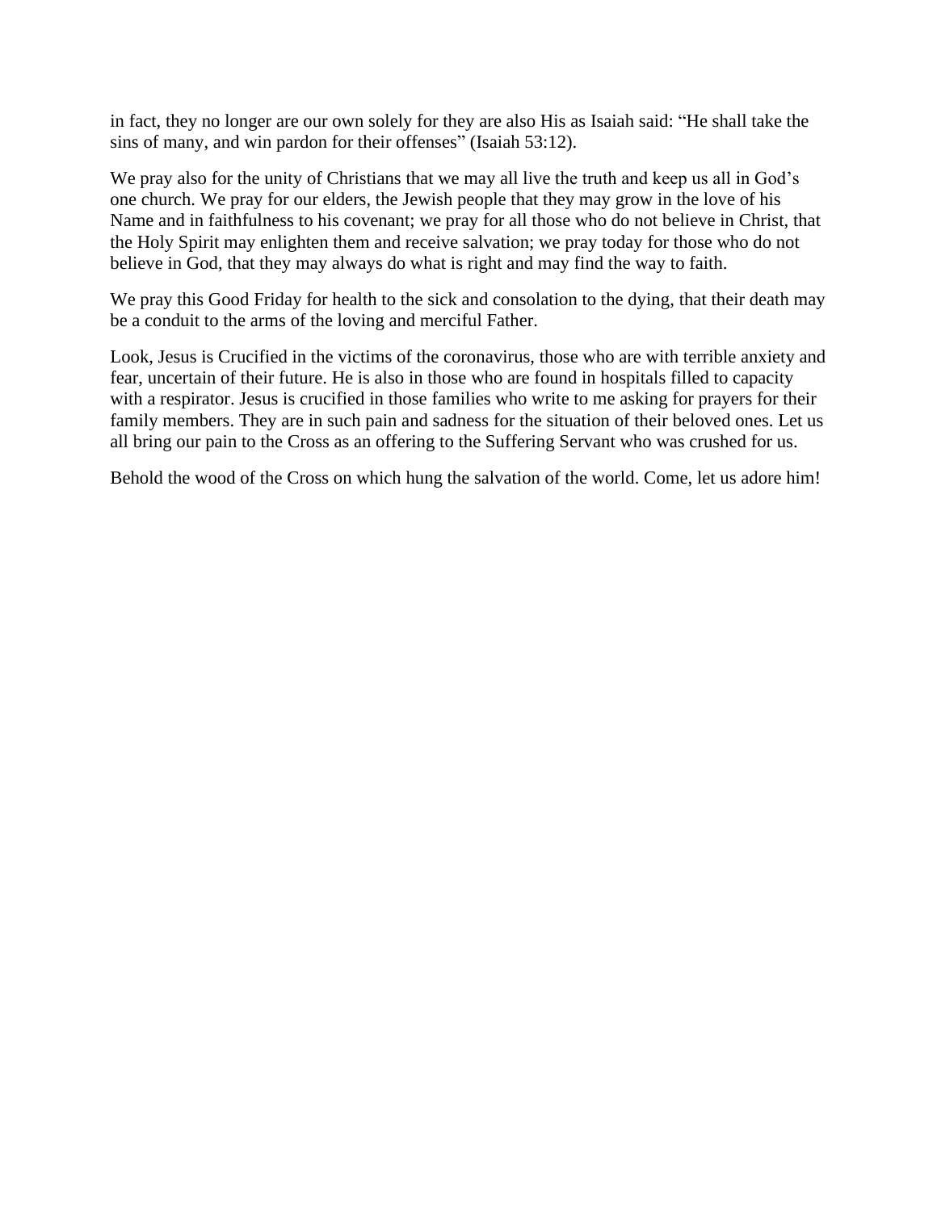in fact, they no longer are our own solely for they are also His as Isaiah said: "He shall take the sins of many, and win pardon for their offenses" (Isaiah 53:12).

We pray also for the unity of Christians that we may all live the truth and keep us all in God's one church. We pray for our elders, the Jewish people that they may grow in the love of his Name and in faithfulness to his covenant; we pray for all those who do not believe in Christ, that the Holy Spirit may enlighten them and receive salvation; we pray today for those who do not believe in God, that they may always do what is right and may find the way to faith.

We pray this Good Friday for health to the sick and consolation to the dying, that their death may be a conduit to the arms of the loving and merciful Father.

Look, Jesus is Crucified in the victims of the coronavirus, those who are with terrible anxiety and fear, uncertain of their future. He is also in those who are found in hospitals filled to capacity with a respirator. Jesus is crucified in those families who write to me asking for prayers for their family members. They are in such pain and sadness for the situation of their beloved ones. Let us all bring our pain to the Cross as an offering to the Suffering Servant who was crushed for us.

Behold the wood of the Cross on which hung the salvation of the world. Come, let us adore him!